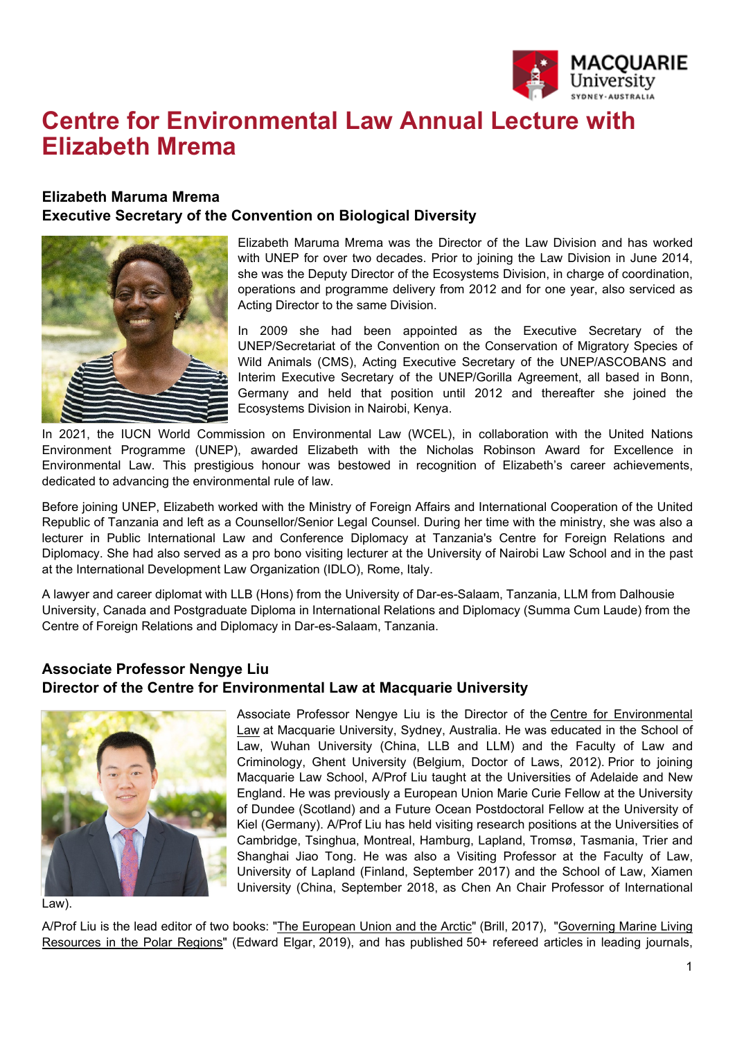# Centre for Environmental Law Annual Lecture with Elizabeth Mrema

### Elizabeth Maruma Mrema
### Executive Secretary of the Convention on Biological Diversity

Elizabeth Maruma Mrema was the Director of the Law Division and has worked with UNEP for over two decades. Prior to joining the Law Division in June 2014, she was the Deputy Director of the Ecosystems Division, in charge of coordination, operations and programme delivery from 2012 and for one year, also serviced as Acting Director to the same Division.

In 2009 she had been appointed as the Executive Secretary of the UNEP/Secretariat of the Convention on the Conservation of Migratory Species of Wild Animals (CMS), Acting Executive Secretary of the UNEP/ASCOBANS and Interim Executive Secretary of the UNEP/Gorilla Agreement, all based in Bonn, Germany and held that position until 2012 and thereafter she joined the Ecosystems Division in Nairobi, Kenya.

In 2021, the IUCN World Commission on Environmental Law (WCEL), in collaboration with the United Nations Environment Programme (UNEP), awarded Elizabeth with the Nicholas Robinson Award for Excellence in Environmental Law. This prestigious honour was bestowed in recognition of Elizabeth's career achievements, dedicated to advancing the environmental rule of law.

Before joining UNEP, Elizabeth worked with the Ministry of Foreign Affairs and International Cooperation of the United Republic of Tanzania and left as a Counsellor/Senior Legal Counsel. During her time with the ministry, she was also a lecturer in Public International Law and Conference Diplomacy at Tanzania's Centre for Foreign Relations and Diplomacy. She had also served as a pro bono visiting lecturer at the University of Nairobi Law School and in the past at the International Development Law Organization (IDLO), Rome, Italy.

A lawyer and career diplomat with LLB (Hons) from the University of Dar-es-Salaam, Tanzania, LLM from Dalhousie University, Canada and Postgraduate Diploma in International Relations and Diplomacy (Summa Cum Laude) from the Centre of Foreign Relations and Diplomacy in Dar-es-Salaam, Tanzania.

### Associate Professor Nengye Liu
### Director of the Centre for Environmental Law at Macquarie University

Associate Professor Nengye Liu is the Director of the Centre for Environmental Law at Macquarie University, Sydney, Australia. He was educated in the School of Law, Wuhan University (China, LLB and LLM) and the Faculty of Law and Criminology, Ghent University (Belgium, Doctor of Laws, 2012). Prior to joining Macquarie Law School, A/Prof Liu taught at the Universities of Adelaide and New England. He was previously a European Union Marie Curie Fellow at the University of Dundee (Scotland) and a Future Ocean Postdoctoral Fellow at the University of Kiel (Germany). A/Prof Liu has held visiting research positions at the Universities of Cambridge, Tsinghua, Montreal, Hamburg, Lapland, Tromsø, Tasmania, Trier and Shanghai Jiao Tong. He was also a Visiting Professor at the Faculty of Law, University of Lapland (Finland, September 2017) and the School of Law, Xiamen University (China, September 2018, as Chen An Chair Professor of International Law).

A/Prof Liu is the lead editor of two books: "The European Union and the Arctic" (Brill, 2017), "Governing Marine Living Resources in the Polar Regions" (Edward Elgar, 2019), and has published 50+ refereed articles in leading journals,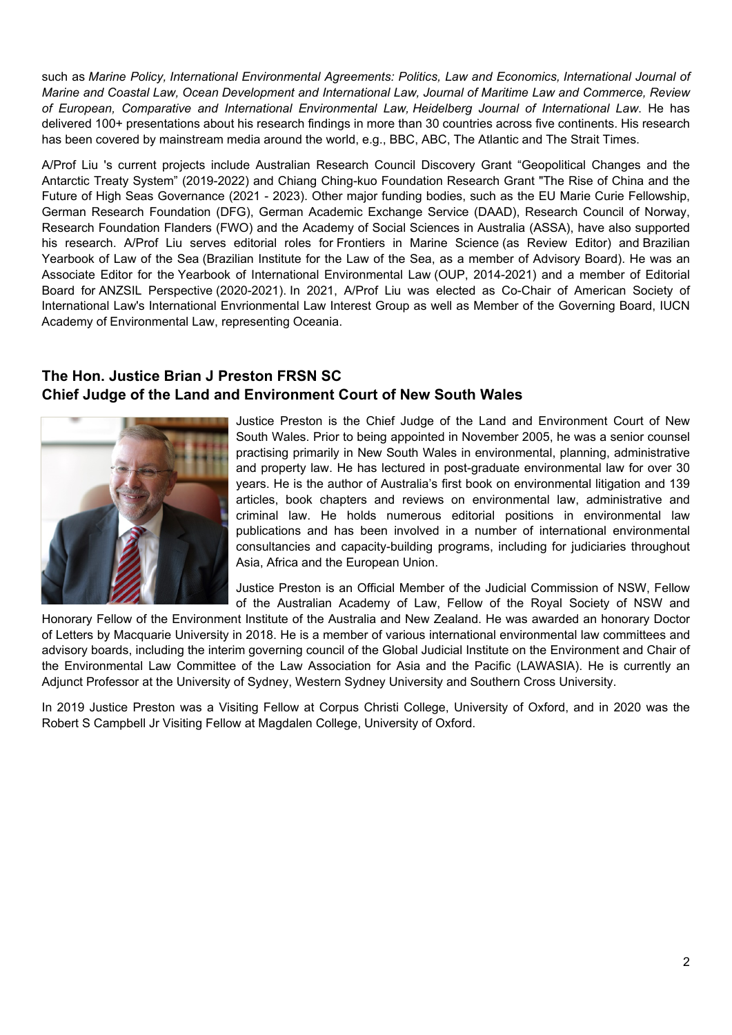such as *Marine Policy, International Environmental Agreements: Politics, Law and Economics, International Journal of Marine and Coastal Law, Ocean Development and International Law, Journal of Maritime Law and Commerce, Review of European, Comparative and International Environmental Law, Heidelberg Journal of International Law*. He has delivered 100+ presentations about his research findings in more than 30 countries across five continents. His research has been covered by mainstream media around the world, e.g., BBC, ABC, The Atlantic and The Strait Times.

A/Prof Liu 's current projects include Australian Research Council Discovery Grant "Geopolitical Changes and the Antarctic Treaty System" (2019-2022) and Chiang Ching-kuo Foundation Research Grant "The Rise of China and the Future of High Seas Governance (2021 - 2023). Other major funding bodies, such as the EU Marie Curie Fellowship, German Research Foundation (DFG), German Academic Exchange Service (DAAD), Research Council of Norway, Research Foundation Flanders (FWO) and the Academy of Social Sciences in Australia (ASSA), have also supported his research. A/Prof Liu serves editorial roles for Frontiers in Marine Science (as Review Editor) and Brazilian Yearbook of Law of the Sea (Brazilian Institute for the Law of the Sea, as a member of Advisory Board). He was an Associate Editor for the Yearbook of International Environmental Law (OUP, 2014-2021) and a member of Editorial Board for ANZSIL Perspective (2020-2021). In 2021, A/Prof Liu was elected as Co-Chair of American Society of International Law's International Envrionmental Law Interest Group as well as Member of the Governing Board, IUCN Academy of Environmental Law, representing Oceania.

## The Hon. Justice Brian J Preston FRSN SC
## Chief Judge of the Land and Environment Court of New South Wales

Justice Preston is the Chief Judge of the Land and Environment Court of New South Wales. Prior to being appointed in November 2005, he was a senior counsel practising primarily in New South Wales in environmental, planning, administrative and property law. He has lectured in post-graduate environmental law for over 30 years. He is the author of Australia's first book on environmental litigation and 139 articles, book chapters and reviews on environmental law, administrative and criminal law. He holds numerous editorial positions in environmental law publications and has been involved in a number of international environmental consultancies and capacity-building programs, including for judiciaries throughout Asia, Africa and the European Union.

Justice Preston is an Official Member of the Judicial Commission of NSW, Fellow of the Australian Academy of Law, Fellow of the Royal Society of NSW and Honorary Fellow of the Environment Institute of the Australia and New Zealand. He was awarded an honorary Doctor of Letters by Macquarie University in 2018. He is a member of various international environmental law committees and advisory boards, including the interim governing council of the Global Judicial Institute on the Environment and Chair of the Environmental Law Committee of the Law Association for Asia and the Pacific (LAWASIA). He is currently an Adjunct Professor at the University of Sydney, Western Sydney University and Southern Cross University.

In 2019 Justice Preston was a Visiting Fellow at Corpus Christi College, University of Oxford, and in 2020 was the Robert S Campbell Jr Visiting Fellow at Magdalen College, University of Oxford.